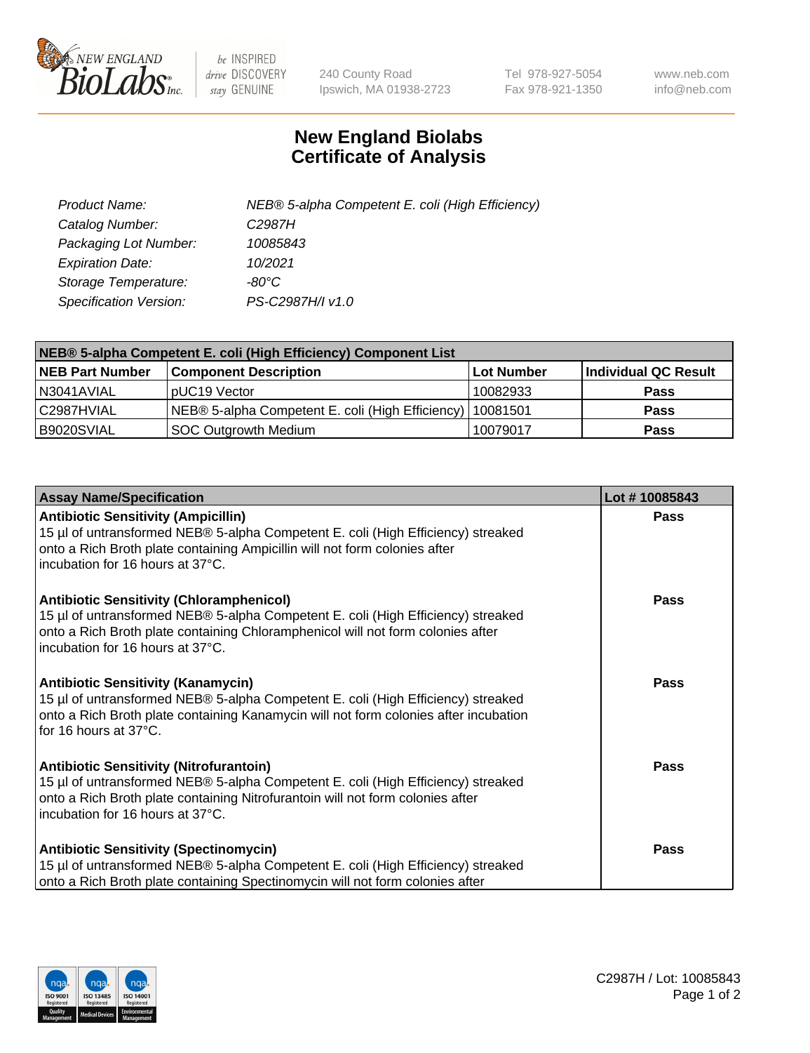# New England Biolabs
# Certificate of Analysis

| | |
|---|---|
| *Product Name:* | *NEB® 5-alpha Competent E. coli (High Efficiency)* |
| *Catalog Number:* | *C2987H* |
| *Packaging Lot Number:* | *10085843* |
| *Expiration Date:* | *10/2021* |
| *Storage Temperature:* | *-80°C* |
| *Specification Version:* | *PS-C2987H/I v1.0* |

| **NEB® 5-alpha Competent E. coli (High Efficiency) Component List** | | | |
|---|---|---|---|
| **NEB Part Number** | **Component Description** | **Lot Number** | **Individual QC Result** |
| N3041AVIAL | pUC19 Vector | 10082933 | **Pass** |
| C2987HVIAL | NEB® 5-alpha Competent E. coli (High Efficiency) | 10081501 | **Pass** |
| B9020SVIAL | SOC Outgrowth Medium | 10079017 | **Pass** |

| **Assay Name/Specification** | **Lot # 10085843** |
|---|---|
| **Antibiotic Sensitivity (Ampicillin)**<br>15 µl of untransformed NEB® 5-alpha Competent E. coli (High Efficiency) streaked onto a Rich Broth plate containing Ampicillin will not form colonies after incubation for 16 hours at 37°C. | **Pass** |
| **Antibiotic Sensitivity (Chloramphenicol)**<br>15 µl of untransformed NEB® 5-alpha Competent E. coli (High Efficiency) streaked onto a Rich Broth plate containing Chloramphenicol will not form colonies after incubation for 16 hours at 37°C. | **Pass** |
| **Antibiotic Sensitivity (Kanamycin)**<br>15 µl of untransformed NEB® 5-alpha Competent E. coli (High Efficiency) streaked onto a Rich Broth plate containing Kanamycin will not form colonies after incubation for 16 hours at 37°C. | **Pass** |
| **Antibiotic Sensitivity (Nitrofurantoin)**<br>15 µl of untransformed NEB® 5-alpha Competent E. coli (High Efficiency) streaked onto a Rich Broth plate containing Nitrofurantoin will not form colonies after incubation for 16 hours at 37°C. | **Pass** |
| **Antibiotic Sensitivity (Spectinomycin)**<br>15 µl of untransformed NEB® 5-alpha Competent E. coli (High Efficiency) streaked onto a Rich Broth plate containing Spectinomycin will not form colonies after | **Pass** |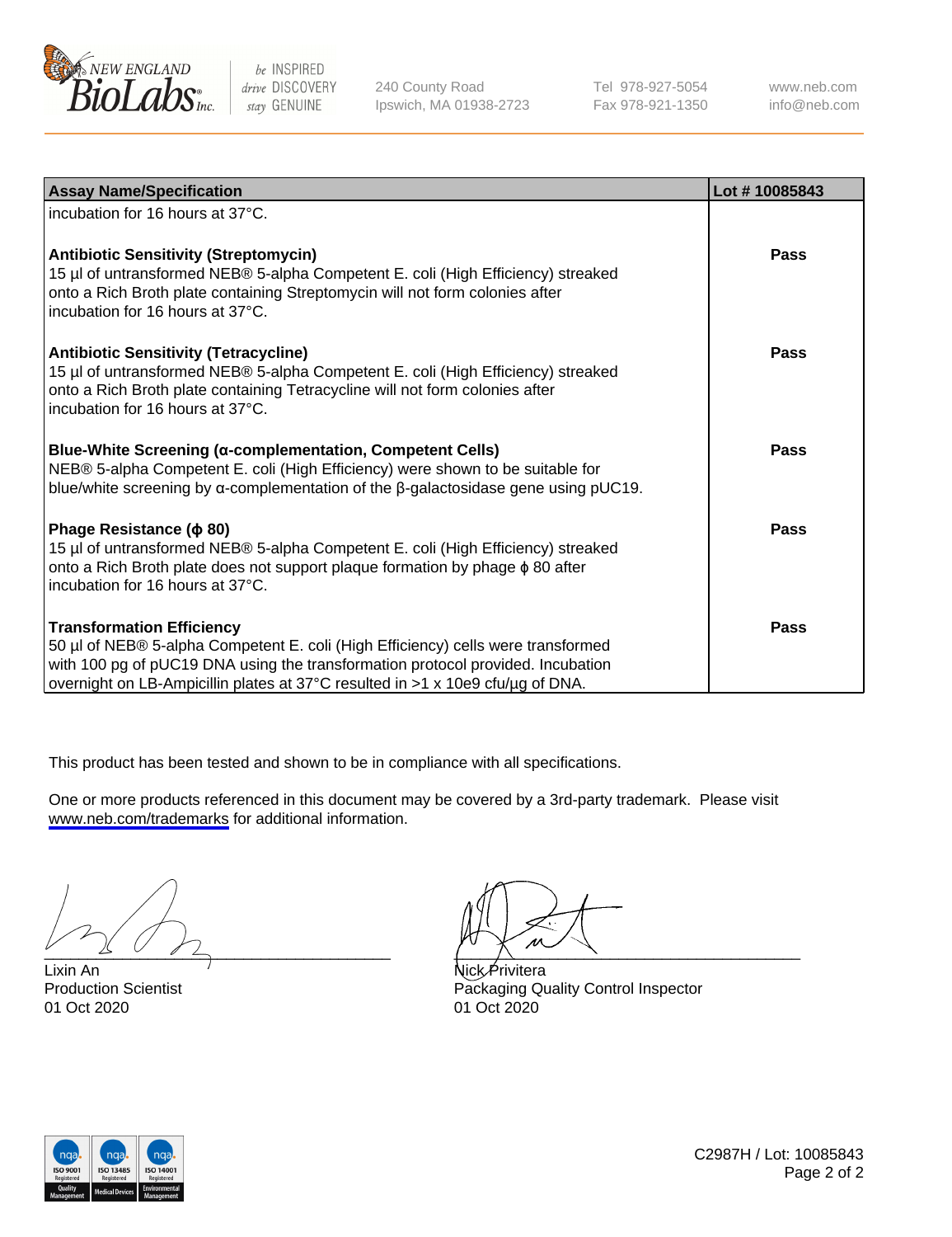| Assay Name/Specification | Lot # 10085843 |
| --- | --- |
| incubation for 16 hours at 37°C. | |
| **Antibiotic Sensitivity (Streptomycin)**<br>15 µl of untransformed NEB® 5-alpha Competent E. coli (High Efficiency) streaked onto a Rich Broth plate containing Streptomycin will not form colonies after incubation for 16 hours at 37°C. | **Pass** |
| **Antibiotic Sensitivity (Tetracycline)**<br>15 µl of untransformed NEB® 5-alpha Competent E. coli (High Efficiency) streaked onto a Rich Broth plate containing Tetracycline will not form colonies after incubation for 16 hours at 37°C. | **Pass** |
| **Blue-White Screening (α-complementation, Competent Cells)**<br>NEB® 5-alpha Competent E. coli (High Efficiency) were shown to be suitable for blue/white screening by α-complementation of the β-galactosidase gene using pUC19. | **Pass** |
| **Phage Resistance (ϕ 80)**<br>15 µl of untransformed NEB® 5-alpha Competent E. coli (High Efficiency) streaked onto a Rich Broth plate does not support plaque formation by phage ϕ 80 after incubation for 16 hours at 37°C. | **Pass** |
| **Transformation Efficiency**<br>50 µl of NEB® 5-alpha Competent E. coli (High Efficiency) cells were transformed with 100 pg of pUC19 DNA using the transformation protocol provided. Incubation overnight on LB-Ampicillin plates at 37°C resulted in >1 x 10e9 cfu/µg of DNA. | **Pass** |

This product has been tested and shown to be in compliance with all specifications.

One or more products referenced in this document may be covered by a 3rd-party trademark. Please visit www.neb.com/trademarks for additional information.

Lixin An
Production Scientist
01 Oct 2020

Nick Privitera
Packaging Quality Control Inspector
01 Oct 2020

C2987H / Lot: 10085843